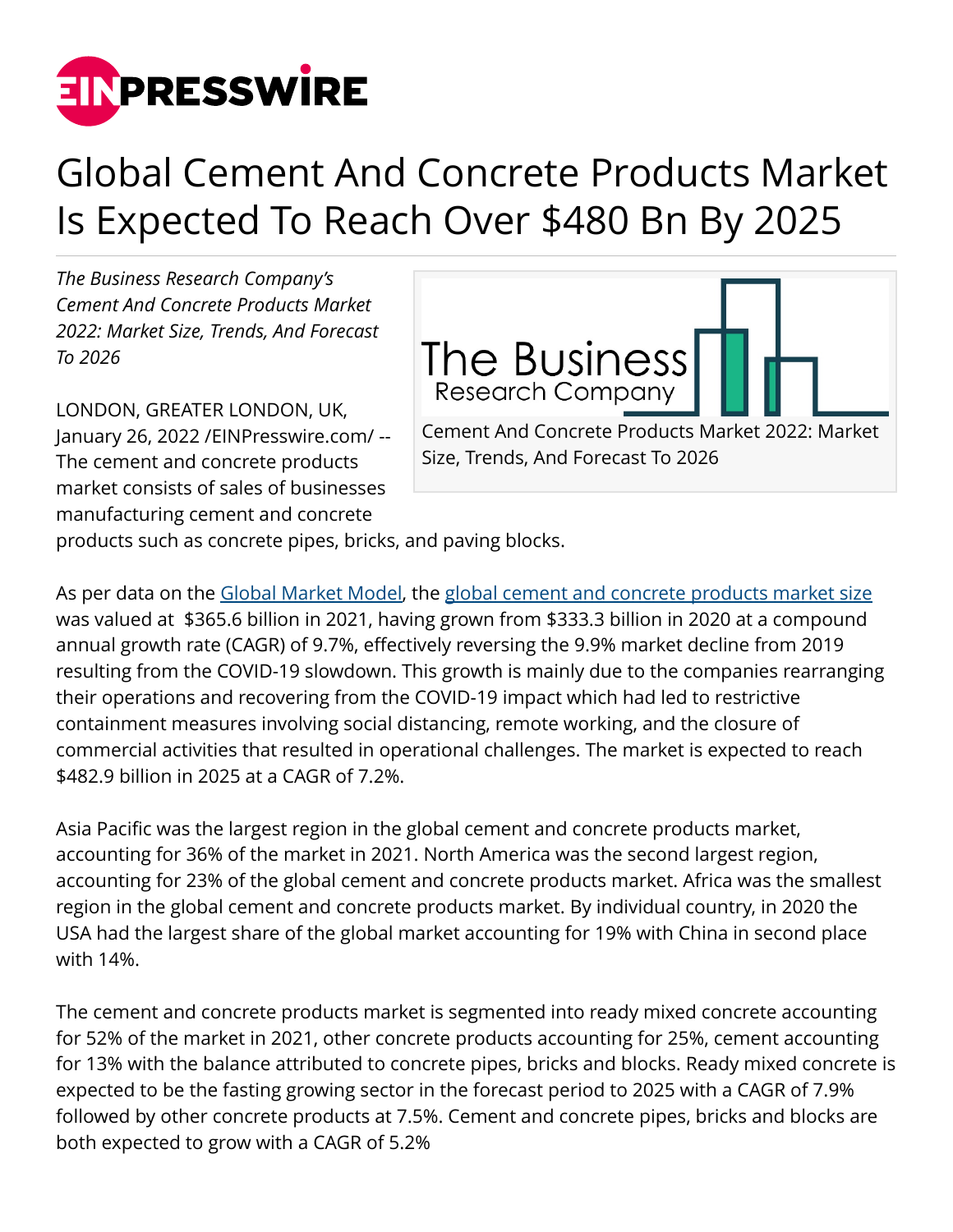# Global Cement And Concrete Products Market Is Expected To Reach Over $480 Bn By 2025

*The Business Research Company's Cement And Concrete Products Market 2022: Market Size, Trends, And Forecast To 2026*

Cement And Concrete Products Market 2022: Market Size, Trends, And Forecast To 2026

LONDON, GREATER LONDON, UK, January 26, 2022 /EINPresswire.com/ -- The cement and concrete products market consists of sales of businesses manufacturing cement and concrete products such as concrete pipes, bricks, and paving blocks.

As per data on the Global Market Model, the global cement and concrete products market size was valued at $365.6 billion in 2021, having grown from $333.3 billion in 2020 at a compound annual growth rate (CAGR) of 9.7%, effectively reversing the 9.9% market decline from 2019 resulting from the COVID-19 slowdown. This growth is mainly due to the companies rearranging their operations and recovering from the COVID-19 impact which had led to restrictive containment measures involving social distancing, remote working, and the closure of commercial activities that resulted in operational challenges. The market is expected to reach $482.9 billion in 2025 at a CAGR of 7.2%.

Asia Pacific was the largest region in the global cement and concrete products market, accounting for 36% of the market in 2021. North America was the second largest region, accounting for 23% of the global cement and concrete products market. Africa was the smallest region in the global cement and concrete products market. By individual country, in 2020 the USA had the largest share of the global market accounting for 19% with China in second place with 14%.

The cement and concrete products market is segmented into ready mixed concrete accounting for 52% of the market in 2021, other concrete products accounting for 25%, cement accounting for 13% with the balance attributed to concrete pipes, bricks and blocks. Ready mixed concrete is expected to be the fasting growing sector in the forecast period to 2025 with a CAGR of 7.9% followed by other concrete products at 7.5%. Cement and concrete pipes, bricks and blocks are both expected to grow with a CAGR of 5.2%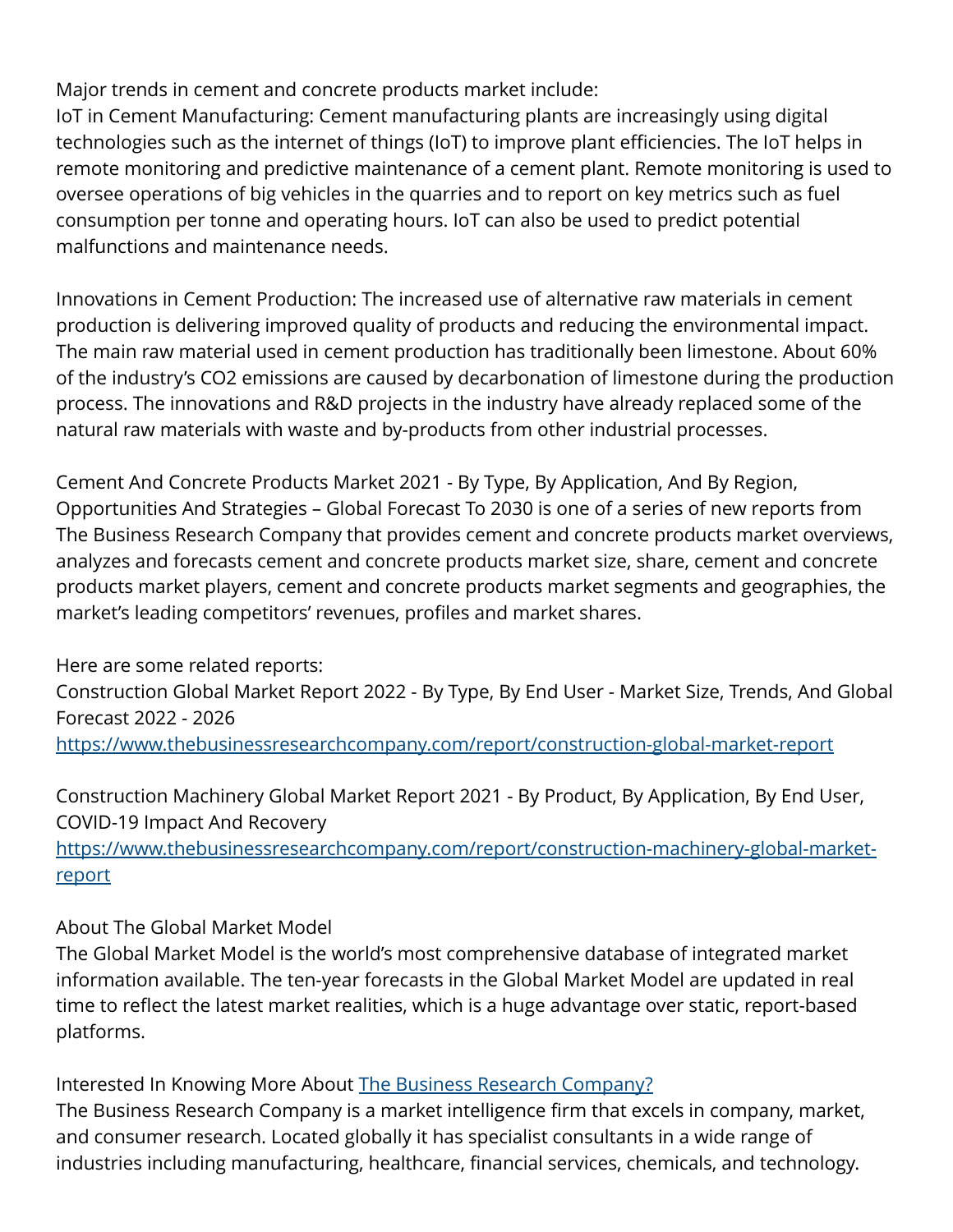Major trends in cement and concrete products market include:
IoT in Cement Manufacturing: Cement manufacturing plants are increasingly using digital technologies such as the internet of things (IoT) to improve plant efficiencies. The IoT helps in remote monitoring and predictive maintenance of a cement plant. Remote monitoring is used to oversee operations of big vehicles in the quarries and to report on key metrics such as fuel consumption per tonne and operating hours. IoT can also be used to predict potential malfunctions and maintenance needs.

Innovations in Cement Production: The increased use of alternative raw materials in cement production is delivering improved quality of products and reducing the environmental impact. The main raw material used in cement production has traditionally been limestone. About 60% of the industry's $CO_2$ emissions are caused by decarbonation of limestone during the production process. The innovations and R&D projects in the industry have already replaced some of the natural raw materials with waste and by-products from other industrial processes.

Cement And Concrete Products Market 2021 - By Type, By Application, And By Region, Opportunities And Strategies – Global Forecast To 2030 is one of a series of new reports from The Business Research Company that provides cement and concrete products market overviews, analyzes and forecasts cement and concrete products market size, share, cement and concrete products market players, cement and concrete products market segments and geographies, the market's leading competitors' revenues, profiles and market shares.

Here are some related reports:
Construction Global Market Report 2022 - By Type, By End User - Market Size, Trends, And Global Forecast 2022 - 2026
[https://www.thebusinessresearchcompany.com/report/construction-global-market-report](https://www.thebusinessresearchcompany.com/report/construction-global-market-report)

Construction Machinery Global Market Report 2021 - By Product, By Application, By End User, COVID-19 Impact And Recovery
[https://www.thebusinessresearchcompany.com/report/construction-machinery-global-market-report](https://www.thebusinessresearchcompany.com/report/construction-machinery-global-market-report)

About The Global Market Model
The Global Market Model is the world's most comprehensive database of integrated market information available. The ten-year forecasts in the Global Market Model are updated in real time to reflect the latest market realities, which is a huge advantage over static, report-based platforms.

Interested In Knowing More About [The Business Research Company?](https://www.thebusinessresearchcompany.com)
The Business Research Company is a market intelligence firm that excels in company, market, and consumer research. Located globally it has specialist consultants in a wide range of industries including manufacturing, healthcare, financial services, chemicals, and technology.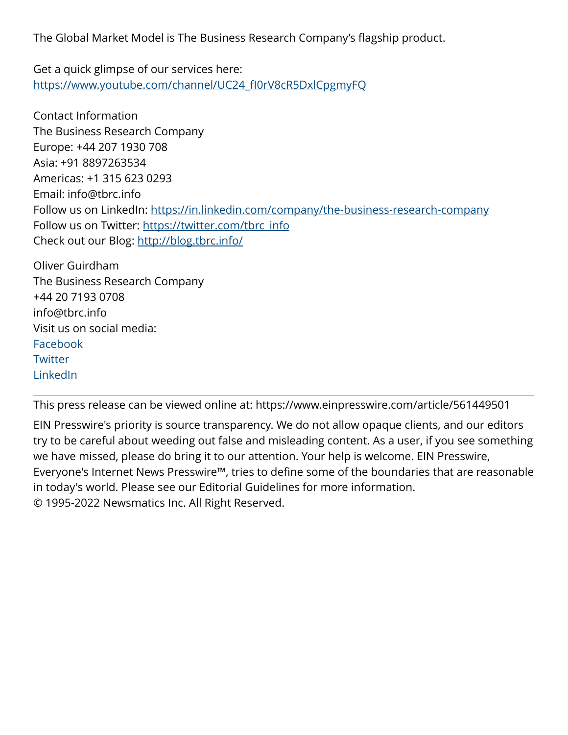The Global Market Model is The Business Research Company's flagship product.

Get a quick glimpse of our services here:
https://www.youtube.com/channel/UC24_fI0rV8cR5DxlCpgmyFQ

Contact Information
The Business Research Company
Europe: +44 207 1930 708
Asia: +91 8897263534
Americas: +1 315 623 0293
Email: info@tbrc.info
Follow us on LinkedIn: https://in.linkedin.com/company/the-business-research-company
Follow us on Twitter: https://twitter.com/tbrc_info
Check out our Blog: http://blog.tbrc.info/

Oliver Guirdham
The Business Research Company
+44 20 7193 0708
info@tbrc.info
Visit us on social media:
Facebook
Twitter
LinkedIn

---

This press release can be viewed online at: https://www.einpresswire.com/article/561449501

EIN Presswire's priority is source transparency. We do not allow opaque clients, and our editors try to be careful about weeding out false and misleading content. As a user, if you see something we have missed, please do bring it to our attention. Your help is welcome. EIN Presswire, Everyone's Internet News Presswire™, tries to define some of the boundaries that are reasonable in today's world. Please see our Editorial Guidelines for more information.
© 1995-2022 Newsmatics Inc. All Right Reserved.